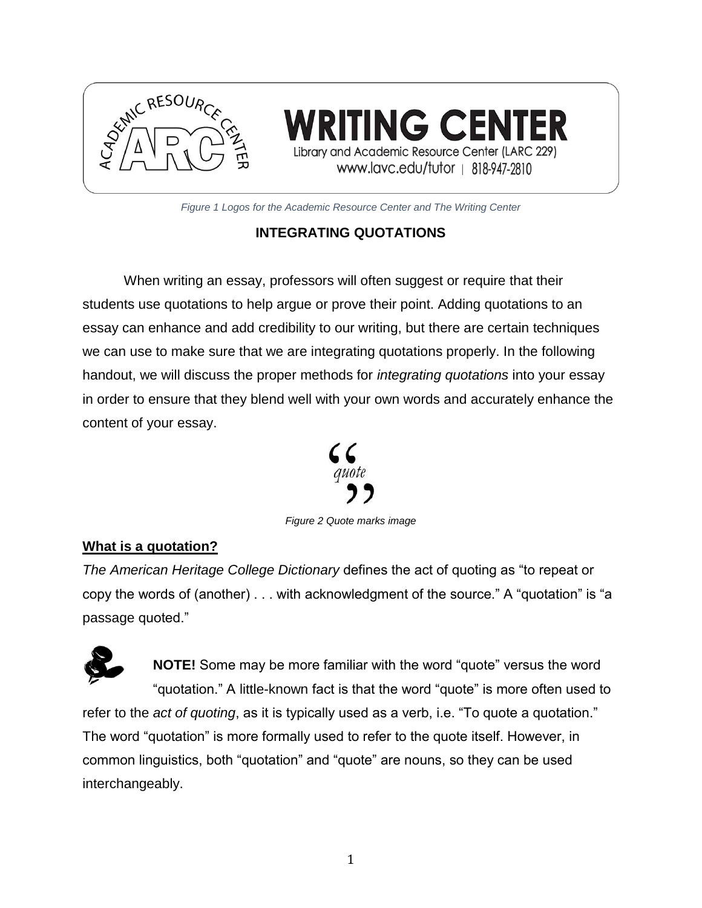**WRITING CENTER**

Library and Academic Resource Center (LARC 229)

www.lavc.edu/tutor | 818-947-2810

*Figure 1 Logos for the Academic Resource Center and The Writing Center*

# INTEGRATING QUOTATIONS

When writing an essay, professors will often suggest or require that their students use quotations to help argue or prove their point. Adding quotations to an essay can enhance and add credibility to our writing, but there are certain techniques we can use to make sure that we are integrating quotations properly. In the following handout, we will discuss the proper methods for *integrating quotations* into your essay in order to ensure that they blend well with your own words and accurately enhance the content of your essay.

*Figure 2 Quote marks image*

## What is a quotation?

*The American Heritage College Dictionary* defines the act of quoting as "to repeat or copy the words of (another) . . . with acknowledgment of the source." A "quotation" is "a passage quoted."

**NOTE!** Some may be more familiar with the word "quote" versus the word "quotation." A little-known fact is that the word "quote" is more often used to refer to the *act of quoting*, as it is typically used as a verb, i.e. "To quote a quotation." The word "quotation" is more formally used to refer to the quote itself. However, in common linguistics, both "quotation" and "quote" are nouns, so they can be used interchangeably.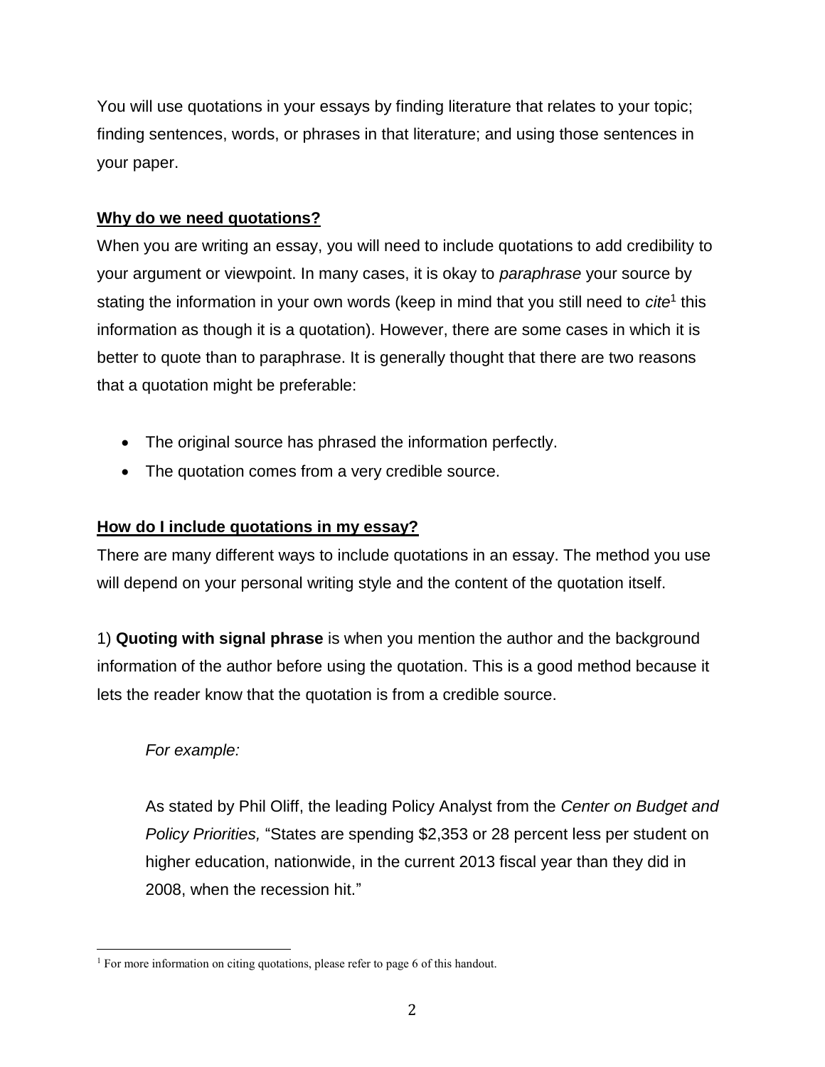You will use quotations in your essays by finding literature that relates to your topic; finding sentences, words, or phrases in that literature; and using those sentences in your paper.

**Why do we need quotations?**

When you are writing an essay, you will need to include quotations to add credibility to your argument or viewpoint. In many cases, it is okay to *paraphrase* your source by stating the information in your own words (keep in mind that you still need to *cite*[1] this information as though it is a quotation). However, there are some cases in which it is better to quote than to paraphrase. It is generally thought that there are two reasons that a quotation might be preferable:

- The original source has phrased the information perfectly.
- The quotation comes from a very credible source.

**How do I include quotations in my essay?**

There are many different ways to include quotations in an essay. The method you use will depend on your personal writing style and the content of the quotation itself.

1) **Quoting with signal phrase** is when you mention the author and the background information of the author before using the quotation. This is a good method because it lets the reader know that the quotation is from a credible source.

> *For example:*
>
> As stated by Phil Oliff, the leading Policy Analyst from the *Center on Budget and Policy Priorities,* "States are spending $2,353 or 28 percent less per student on higher education, nationwide, in the current 2013 fiscal year than they did in 2008, when the recession hit."

---

[1] For more information on citing quotations, please refer to page 6 of this handout.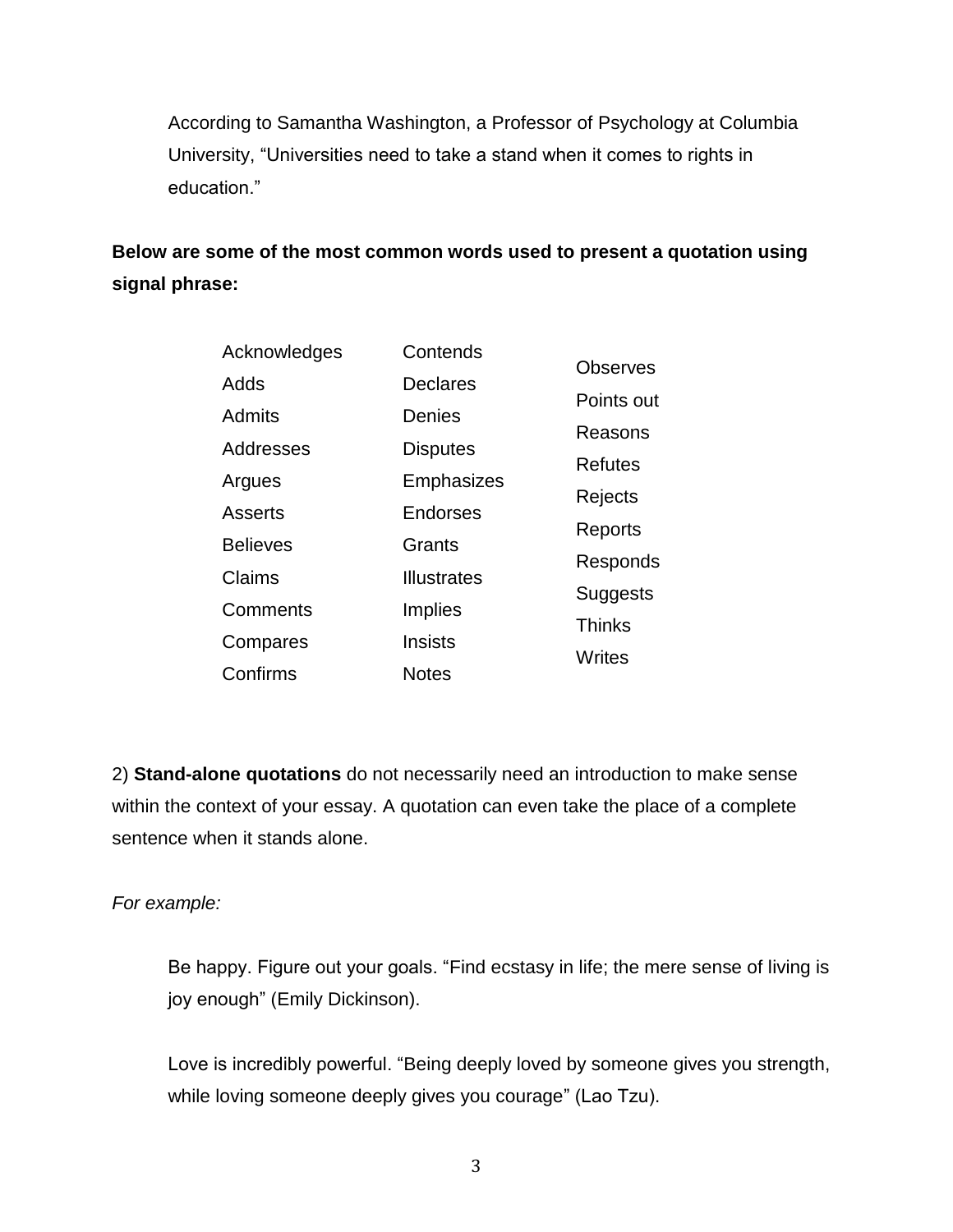> According to Samantha Washington, a Professor of Psychology at Columbia University, "Universities need to take a stand when it comes to rights in education."

**Below are some of the most common words used to present a quotation using signal phrase:**

| | | |
|---|---|---|
| Acknowledges | Contends | Observes |
| Adds | Declares | Points out |
| Admits | Denies | Reasons |
| Addresses | Disputes | Refutes |
| Argues | Emphasizes | Rejects |
| Asserts | Endorses | Reports |
| Believes | Grants | Responds |
| Claims | Illustrates | Suggests |
| Comments | Implies | Thinks |
| Compares | Insists | Writes |
| Confirms | Notes | |

2) **Stand-alone quotations** do not necessarily need an introduction to make sense within the context of your essay. A quotation can even take the place of a complete sentence when it stands alone.

*For example:*

> Be happy. Figure out your goals. "Find ecstasy in life; the mere sense of living is joy enough" (Emily Dickinson).
>
> Love is incredibly powerful. "Being deeply loved by someone gives you strength, while loving someone deeply gives you courage" (Lao Tzu).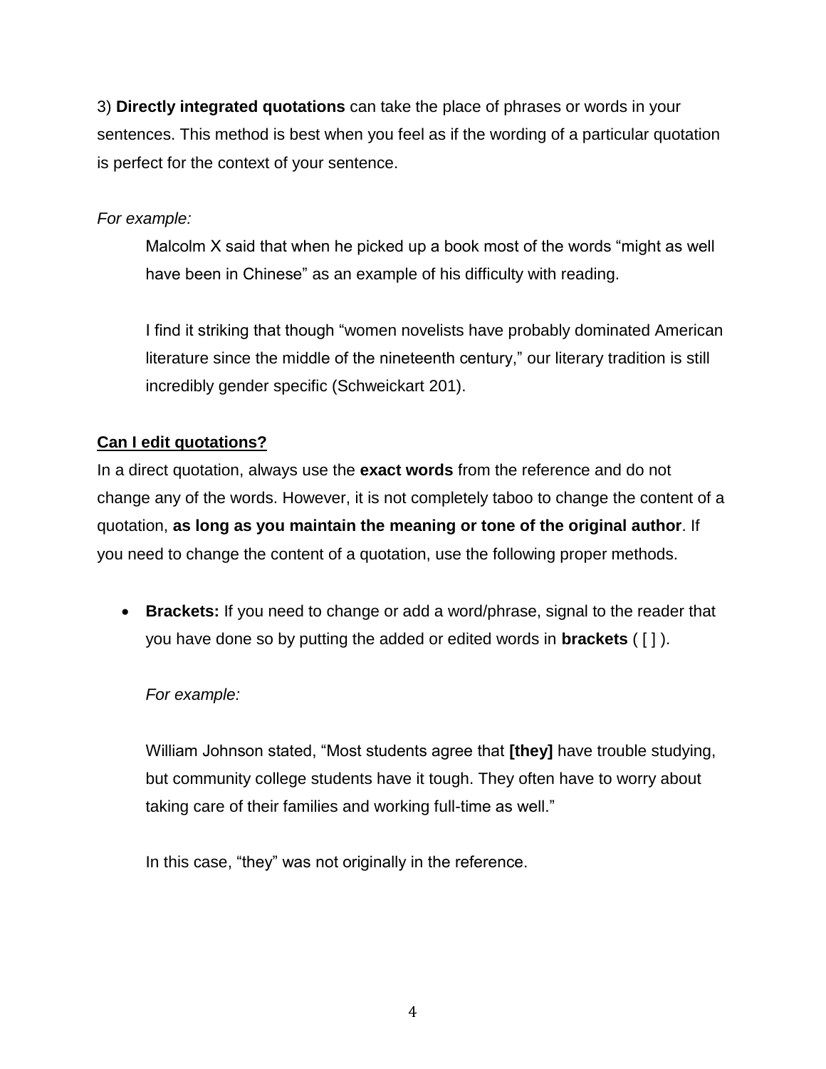3) **Directly integrated quotations** can take the place of phrases or words in your sentences. This method is best when you feel as if the wording of a particular quotation is perfect for the context of your sentence.

*For example:*

> Malcolm X said that when he picked up a book most of the words "might as well have been in Chinese" as an example of his difficulty with reading.
>
> I find it striking that though "women novelists have probably dominated American literature since the middle of the nineteenth century," our literary tradition is still incredibly gender specific (Schweickart 201).

**Can I edit quotations?**

In a direct quotation, always use the **exact words** from the reference and do not change any of the words. However, it is not completely taboo to change the content of a quotation, **as long as you maintain the meaning or tone of the original author**. If you need to change the content of a quotation, use the following proper methods.

- **Brackets:** If you need to change or add a word/phrase, signal to the reader that you have done so by putting the added or edited words in **brackets** ( [ ] ).

  *For example:*

  William Johnson stated, "Most students agree that **[they]** have trouble studying, but community college students have it tough. They often have to worry about taking care of their families and working full-time as well."

  In this case, "they" was not originally in the reference.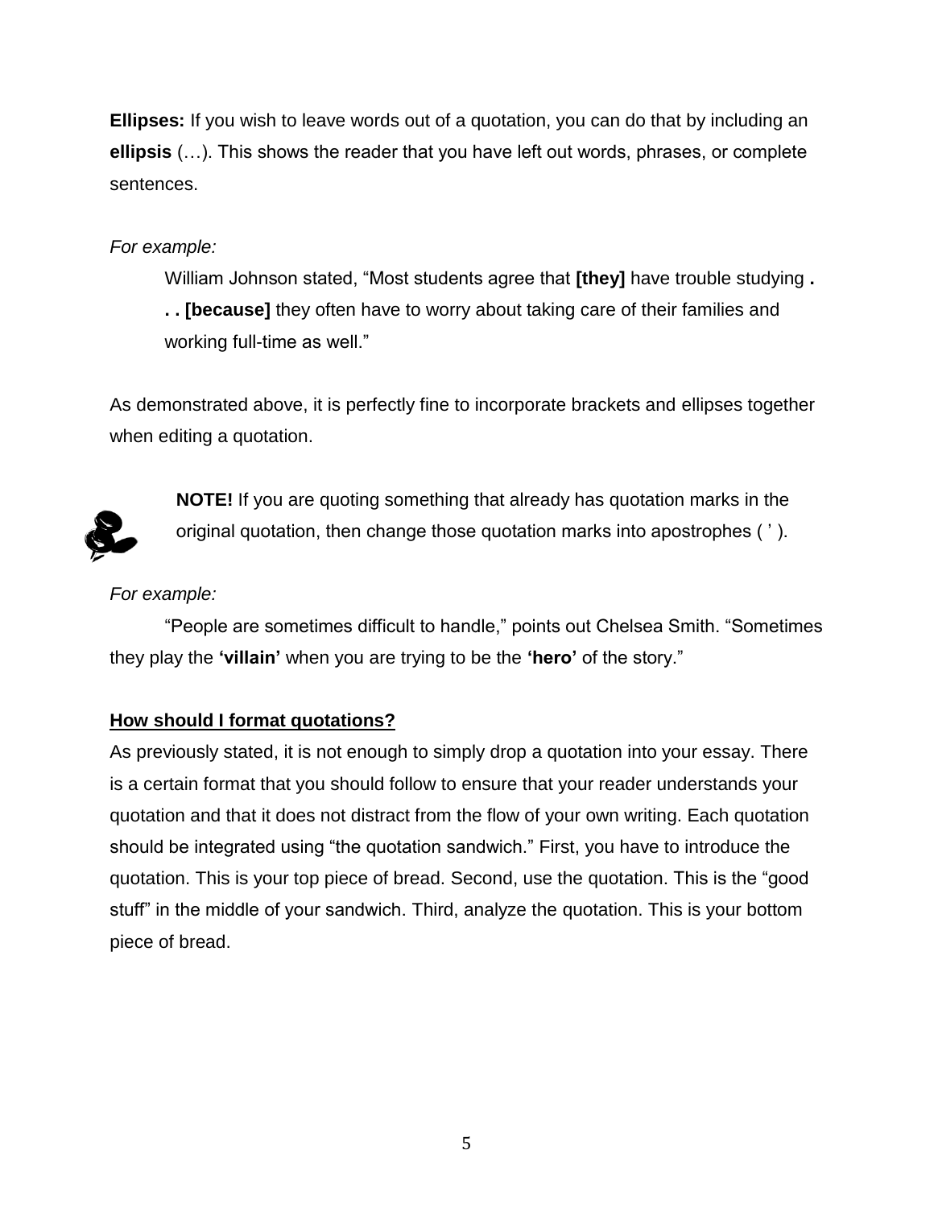**Ellipses:** If you wish to leave words out of a quotation, you can do that by including an **ellipsis** (…). This shows the reader that you have left out words, phrases, or complete sentences.

*For example:*

> William Johnson stated, "Most students agree that **[they]** have trouble studying **. . . [because]** they often have to worry about taking care of their families and working full-time as well."

As demonstrated above, it is perfectly fine to incorporate brackets and ellipses together when editing a quotation.

**NOTE!** If you are quoting something that already has quotation marks in the original quotation, then change those quotation marks into apostrophes ( ' ).

*For example:*

"People are sometimes difficult to handle," points out Chelsea Smith. "Sometimes they play the **'villain'** when you are trying to be the **'hero'** of the story."

**How should I format quotations?**

As previously stated, it is not enough to simply drop a quotation into your essay. There is a certain format that you should follow to ensure that your reader understands your quotation and that it does not distract from the flow of your own writing. Each quotation should be integrated using "the quotation sandwich." First, you have to introduce the quotation. This is your top piece of bread. Second, use the quotation. This is the "good stuff" in the middle of your sandwich. Third, analyze the quotation. This is your bottom piece of bread.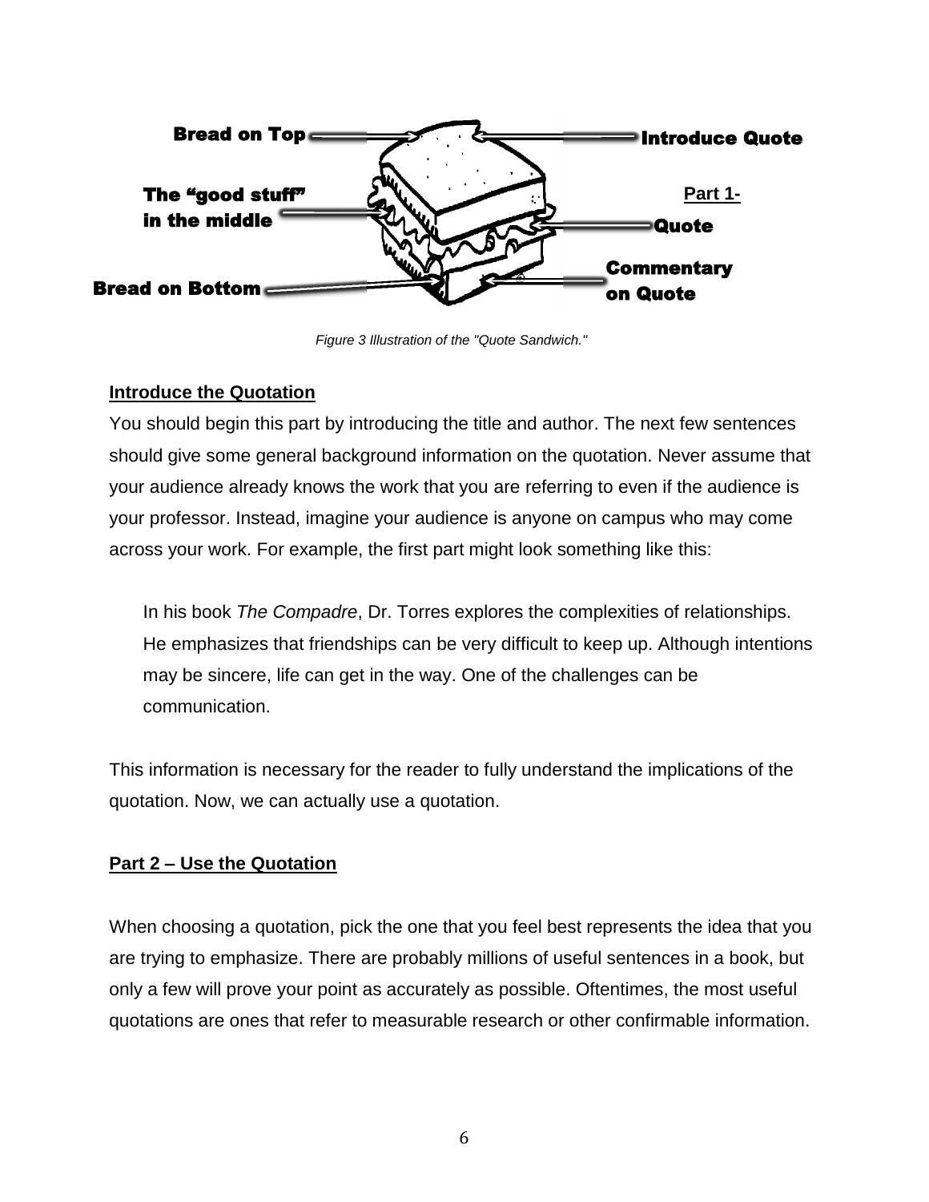Bread on Top — Introduce Quote

The "good stuff" in the middle — **Part 1-** Quote

Bread on Bottom — Commentary on Quote

*Figure 3 Illustration of the "Quote Sandwich."*

**Introduce the Quotation**

You should begin this part by introducing the title and author. The next few sentences should give some general background information on the quotation. Never assume that your audience already knows the work that you are referring to even if the audience is your professor. Instead, imagine your audience is anyone on campus who may come across your work. For example, the first part might look something like this:

> In his book *The Compadre*, Dr. Torres explores the complexities of relationships. He emphasizes that friendships can be very difficult to keep up. Although intentions may be sincere, life can get in the way. One of the challenges can be communication.

This information is necessary for the reader to fully understand the implications of the quotation. Now, we can actually use a quotation.

**Part 2 – Use the Quotation**

When choosing a quotation, pick the one that you feel best represents the idea that you are trying to emphasize. There are probably millions of useful sentences in a book, but only a few will prove your point as accurately as possible. Oftentimes, the most useful quotations are ones that refer to measurable research or other confirmable information.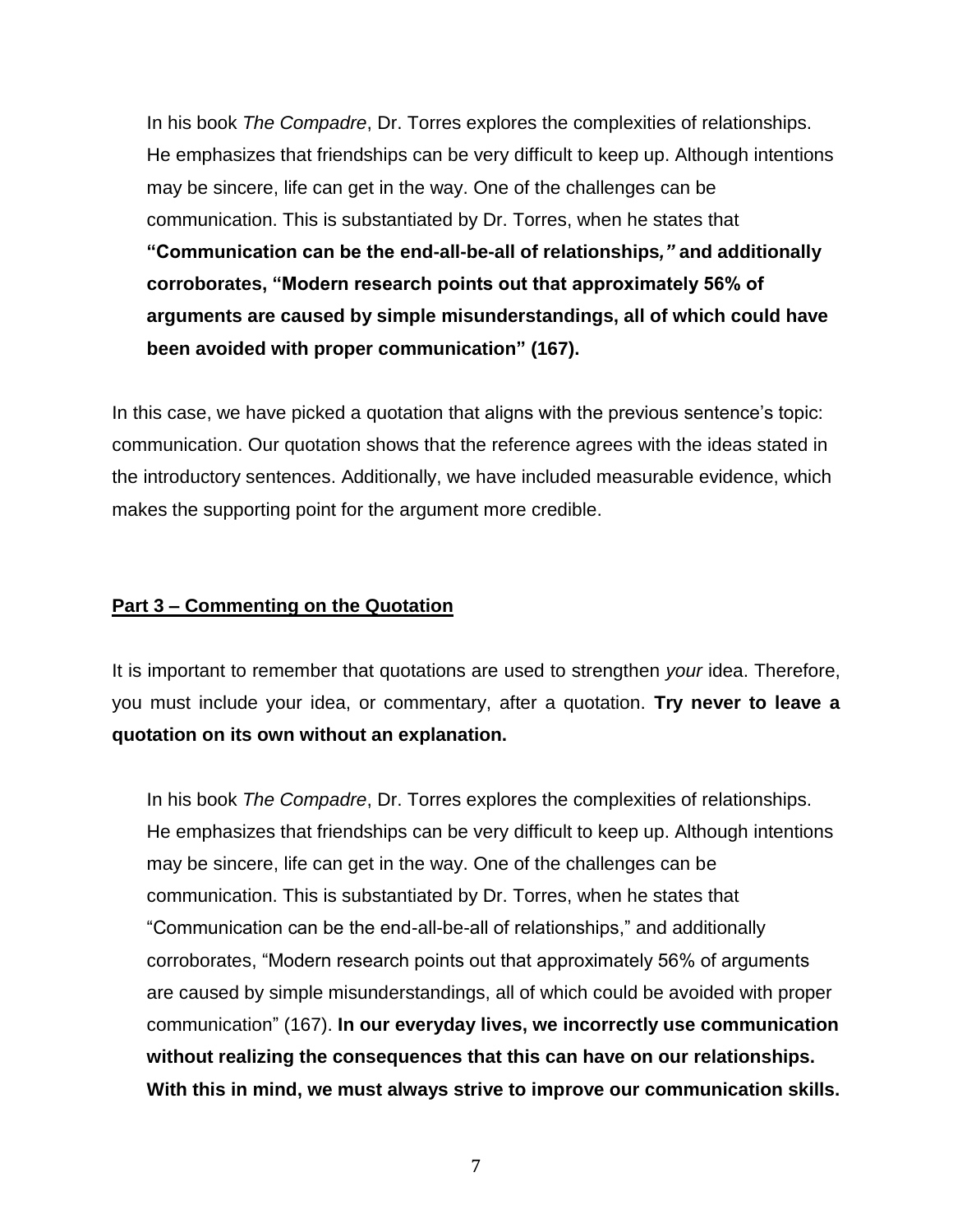> In his book *The Compadre*, Dr. Torres explores the complexities of relationships. He emphasizes that friendships can be very difficult to keep up. Although intentions may be sincere, life can get in the way. One of the challenges can be communication. This is substantiated by Dr. Torres, when he states that **"Communication can be the end-all-be-all of relationships," and additionally corroborates, "Modern research points out that approximately 56% of arguments are caused by simple misunderstandings, all of which could have been avoided with proper communication" (167).**

In this case, we have picked a quotation that aligns with the previous sentence's topic: communication. Our quotation shows that the reference agrees with the ideas stated in the introductory sentences. Additionally, we have included measurable evidence, which makes the supporting point for the argument more credible.

## Part 3 – Commenting on the Quotation

It is important to remember that quotations are used to strengthen *your* idea. Therefore, you must include your idea, or commentary, after a quotation. **Try never to leave a quotation on its own without an explanation.**

> In his book *The Compadre*, Dr. Torres explores the complexities of relationships. He emphasizes that friendships can be very difficult to keep up. Although intentions may be sincere, life can get in the way. One of the challenges can be communication. This is substantiated by Dr. Torres, when he states that "Communication can be the end-all-be-all of relationships," and additionally corroborates, "Modern research points out that approximately 56% of arguments are caused by simple misunderstandings, all of which could be avoided with proper communication" (167). **In our everyday lives, we incorrectly use communication without realizing the consequences that this can have on our relationships. With this in mind, we must always strive to improve our communication skills.**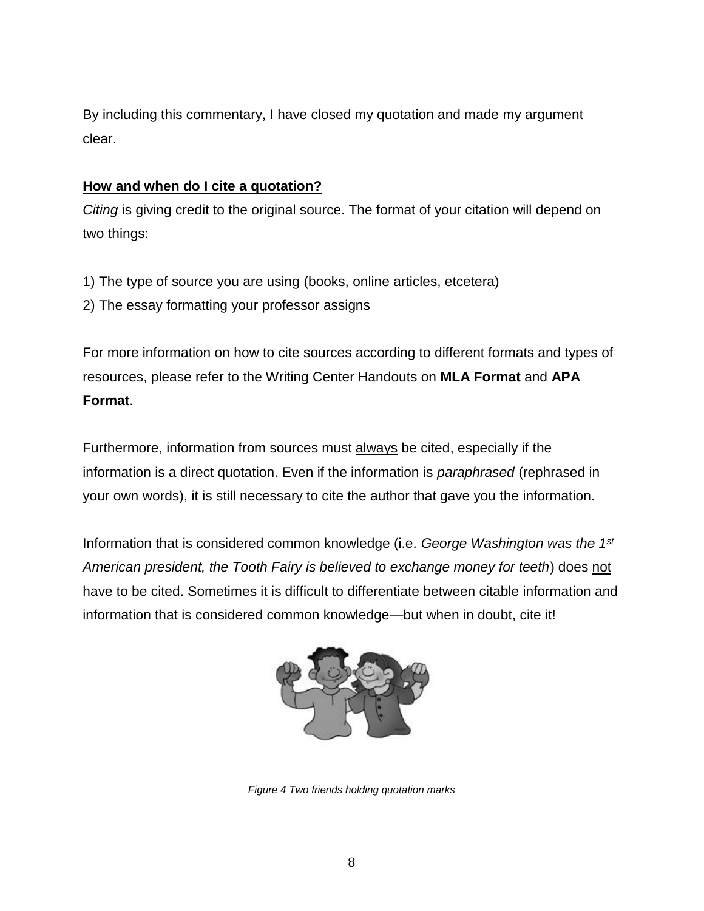By including this commentary, I have closed my quotation and made my argument clear.

## How and when do I cite a quotation?

*Citing* is giving credit to the original source. The format of your citation will depend on two things:

1) The type of source you are using (books, online articles, etcetera)
2) The essay formatting your professor assigns

For more information on how to cite sources according to different formats and types of resources, please refer to the Writing Center Handouts on **MLA Format** and **APA Format**.

Furthermore, information from sources must <u>always</u> be cited, especially if the information is a direct quotation. Even if the information is *paraphrased* (rephrased in your own words), it is still necessary to cite the author that gave you the information.

Information that is considered common knowledge (i.e. *George Washington was the 1st American president, the Tooth Fairy is believed to exchange money for teeth*) does <u>not</u> have to be cited. Sometimes it is difficult to differentiate between citable information and information that is considered common knowledge—but when in doubt, cite it!

*Figure 4 Two friends holding quotation marks*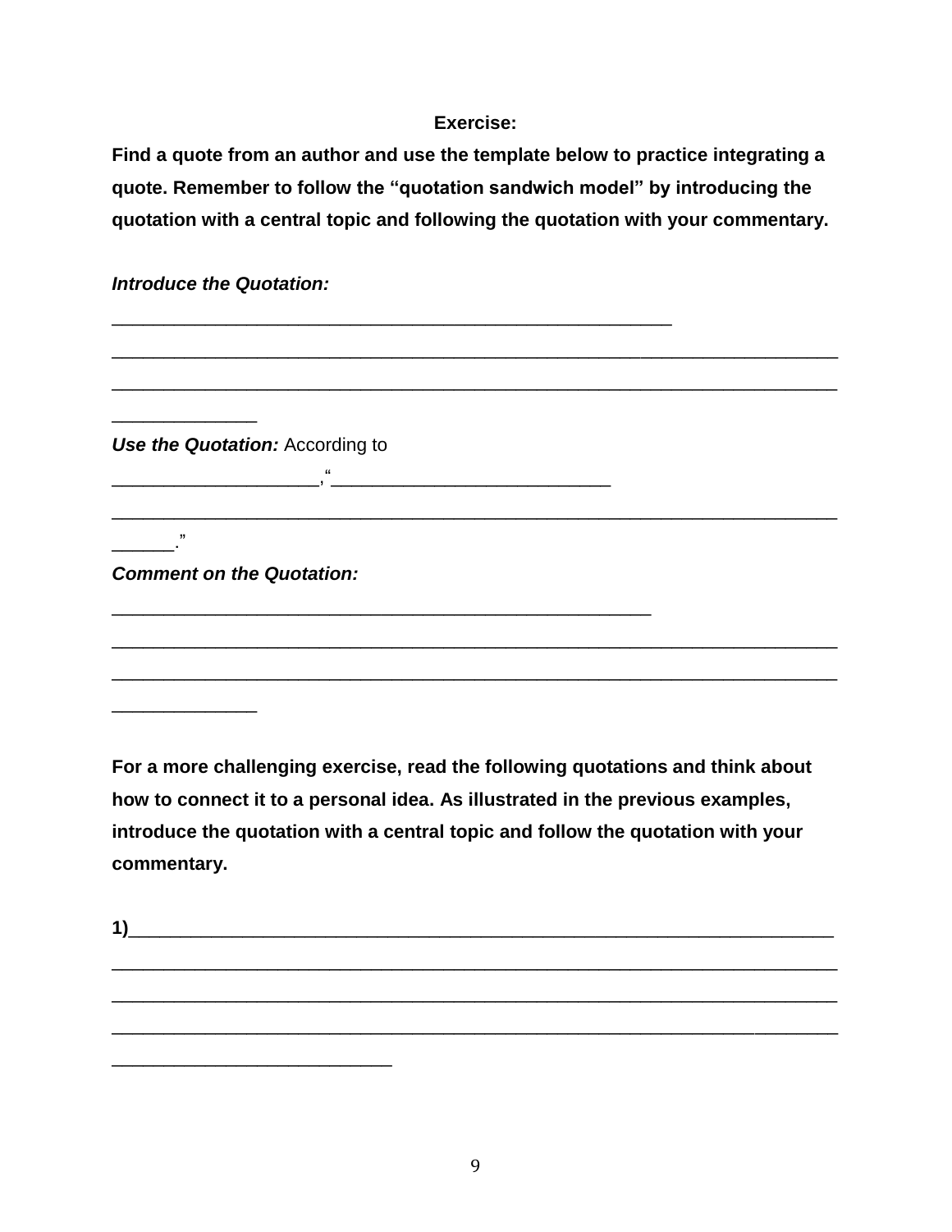**Exercise:**

**Find a quote from an author and use the template below to practice integrating a quote. Remember to follow the "quotation sandwich model" by introducing the quotation with a central topic and following the quotation with your commentary.**

***Introduce the Quotation:***

_______________________________________________________

_______________________________________________________________________

_______________________________________________________________________

______________

***Use the Quotation:*** According to

____________________,"____________________________

_______________________________________________________________________

______."

***Comment on the Quotation:***

_____________________________________________________

_______________________________________________________________________

_______________________________________________________________________

______________

**For a more challenging exercise, read the following quotations and think about how to connect it to a personal idea. As illustrated in the previous examples, introduce the quotation with a central topic and follow the quotation with your commentary.**

**1)**_____________________________________________________________________

_______________________________________________________________________

_______________________________________________________________________

_______________________________________________________________________

___________________________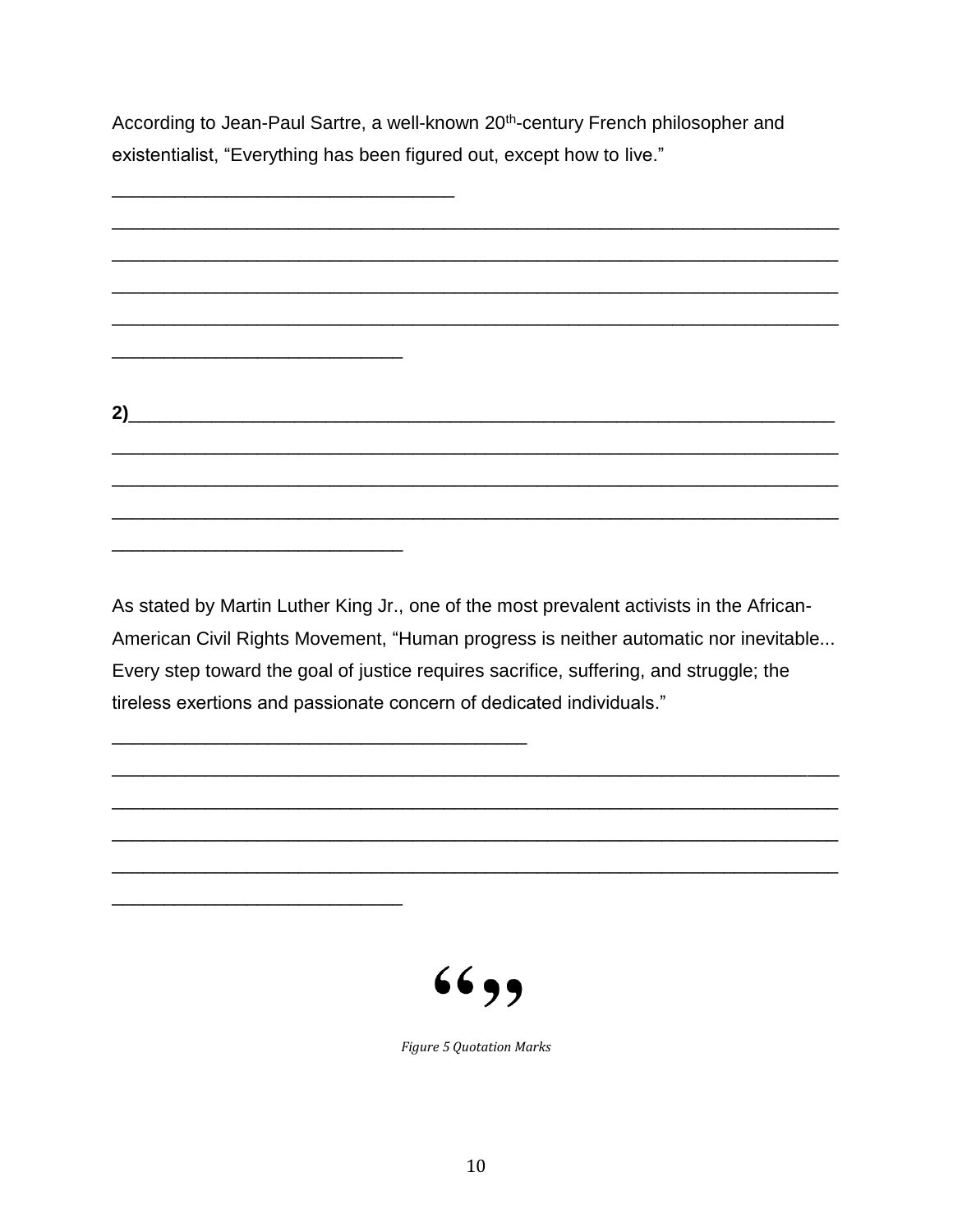According to Jean-Paul Sartre, a well-known 20th-century French philosopher and existentialist, "Everything has been figured out, except how to live."

_________________________________
_______________________________________________________________________
_______________________________________________________________________
_______________________________________________________________________
_______________________________________________________________________
____________________________

**2)**_________________________________________________________________
_______________________________________________________________________
_______________________________________________________________________
_______________________________________________________________________
____________________________

As stated by Martin Luther King Jr., one of the most prevalent activists in the African-American Civil Rights Movement, "Human progress is neither automatic nor inevitable... Every step toward the goal of justice requires sacrifice, suffering, and struggle; the tireless exertions and passionate concern of dedicated individuals."

________________________________________
_______________________________________________________________________
_______________________________________________________________________
_______________________________________________________________________
_______________________________________________________________________
____________________________

"  "

*Figure 5 Quotation Marks*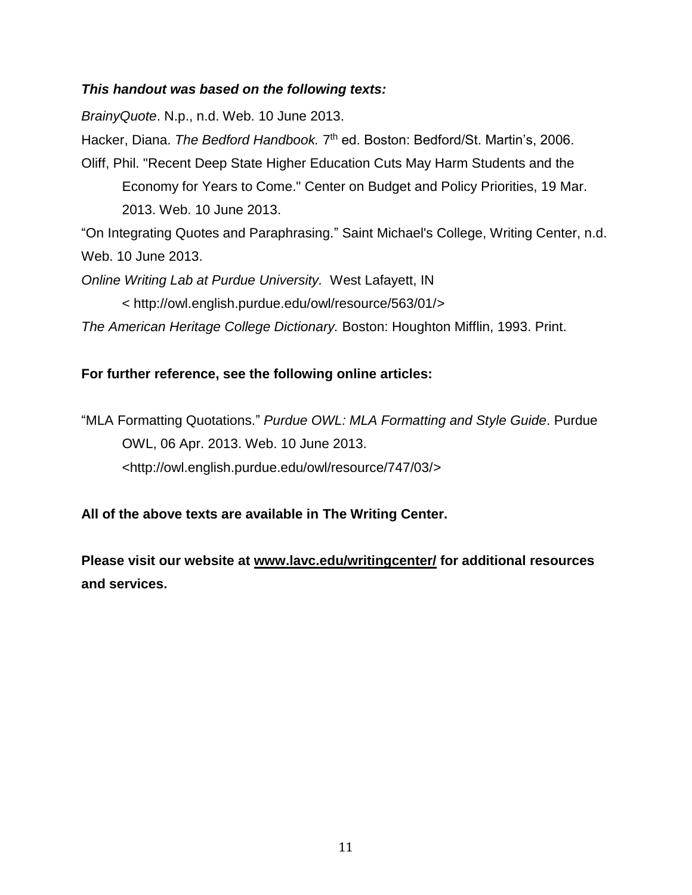***This handout was based on the following texts:***

*BrainyQuote*. N.p., n.d. Web. 10 June 2013.

Hacker, Diana. *The Bedford Handbook.* 7th ed. Boston: Bedford/St. Martin's, 2006.

Oliff, Phil. "Recent Deep State Higher Education Cuts May Harm Students and the Economy for Years to Come." Center on Budget and Policy Priorities, 19 Mar. 2013. Web. 10 June 2013.

"On Integrating Quotes and Paraphrasing." Saint Michael's College, Writing Center, n.d. Web. 10 June 2013.

*Online Writing Lab at Purdue University.* West Lafayett, IN < http://owl.english.purdue.edu/owl/resource/563/01/>

*The American Heritage College Dictionary.* Boston: Houghton Mifflin, 1993. Print.

**For further reference, see the following online articles:**

"MLA Formatting Quotations." *Purdue OWL: MLA Formatting and Style Guide*. Purdue OWL, 06 Apr. 2013. Web. 10 June 2013. <http://owl.english.purdue.edu/owl/resource/747/03/>

**All of the above texts are available in The Writing Center.**

**Please visit our website at [www.lavc.edu/writingcenter/](www.lavc.edu/writingcenter/) for additional resources and services.**